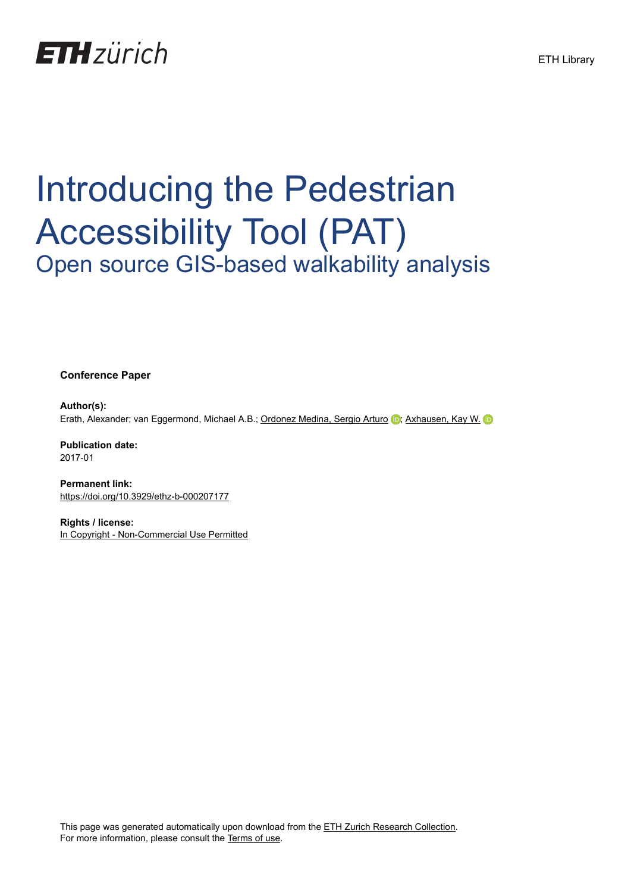# Introducing the Pedestrian Accessibility Tool (PAT)

## Open source GIS-based walkability analysis

**Conference Paper**

**Author(s):**
Erath, Alexander; van Eggermond, Michael A.B.; Ordonez Medina, Sergio Arturo; Axhausen, Kay W.

**Publication date:**
2017-01

**Permanent link:**
https://doi.org/10.3929/ethz-b-000207177

**Rights / license:**
In Copyright - Non-Commercial Use Permitted

This page was generated automatically upon download from the ETH Zurich Research Collection.
For more information, please consult the Terms of use.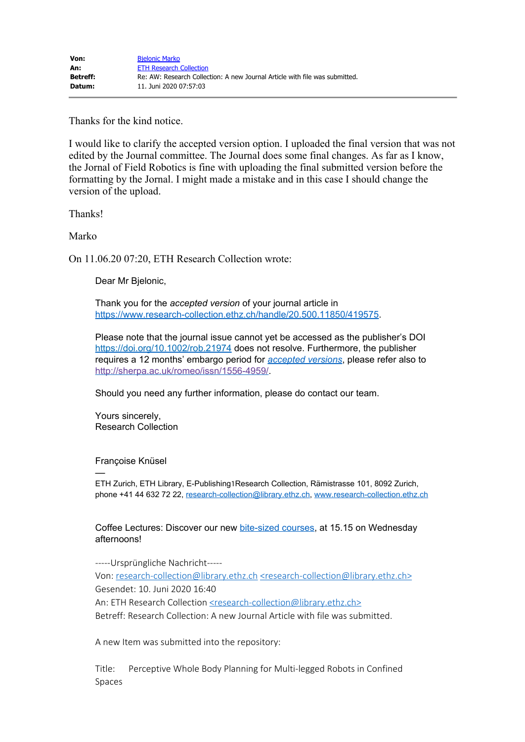| | |
|---|---|
| **Von:** | Bjelonic Marko |
| **An:** | ETH Research Collection |
| **Betreff:** | Re: AW: Research Collection: A new Journal Article with file was submitted. |
| **Datum:** | 11. Juni 2020 07:57:03 |

---

Thanks for the kind notice.

I would like to clarify the accepted version option. I uploaded the final version that was not edited by the Journal committee. The Journal does some final changes. As far as I know, the Jornal of Field Robotics is fine with uploading the final submitted version before the formatting by the Jornal. I might made a mistake and in this case I should change the version of the upload.

Thanks!

Marko

On 11.06.20 07:20, ETH Research Collection wrote:

> Dear Mr Bjelonic,
>
> Thank you for the *accepted version* of your journal article in https://www.research-collection.ethz.ch/handle/20.500.11850/419575.
>
> Please note that the journal issue cannot yet be accessed as the publisher's DOI https://doi.org/10.1002/rob.21974 does not resolve. Furthermore, the publisher requires a 12 months' embargo period for *accepted versions*, please refer also to http://sherpa.ac.uk/romeo/issn/1556-4959/.
>
> Should you need any further information, please do contact our team.
>
> Yours sincerely,
> Research Collection
>
> Françoise Knüsel
> —
> ETH Zurich, ETH Library, E-Publishing1Research Collection, Rämistrasse 101, 8092 Zurich, phone +41 44 632 72 22, research-collection@library.ethz.ch, www.research-collection.ethz.ch
>
> Coffee Lectures: Discover our new bite-sized courses, at 15.15 on Wednesday afternoons!
>
> -----Ursprüngliche Nachricht-----
> Von: research-collection@library.ethz.ch <research-collection@library.ethz.ch>
> Gesendet: 10. Juni 2020 16:40
> An: ETH Research Collection <research-collection@library.ethz.ch>
> Betreff: Research Collection: A new Journal Article with file was submitted.
>
> A new Item was submitted into the repository:
>
> Title: Perceptive Whole Body Planning for Multi-legged Robots in Confined Spaces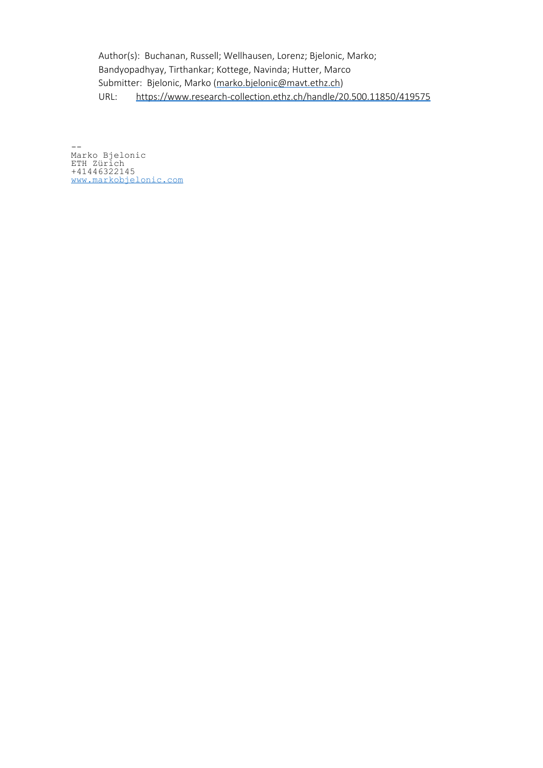Author(s): Buchanan, Russell; Wellhausen, Lorenz; Bjelonic, Marko; Bandyopadhyay, Tirthankar; Kottege, Navinda; Hutter, Marco
Submitter: Bjelonic, Marko (marko.bjelonic@mavt.ethz.ch)
URL: https://www.research-collection.ethz.ch/handle/20.500.11850/419575

--
Marko Bjelonic
ETH Zürich
+41446322145
www.markobjelonic.com